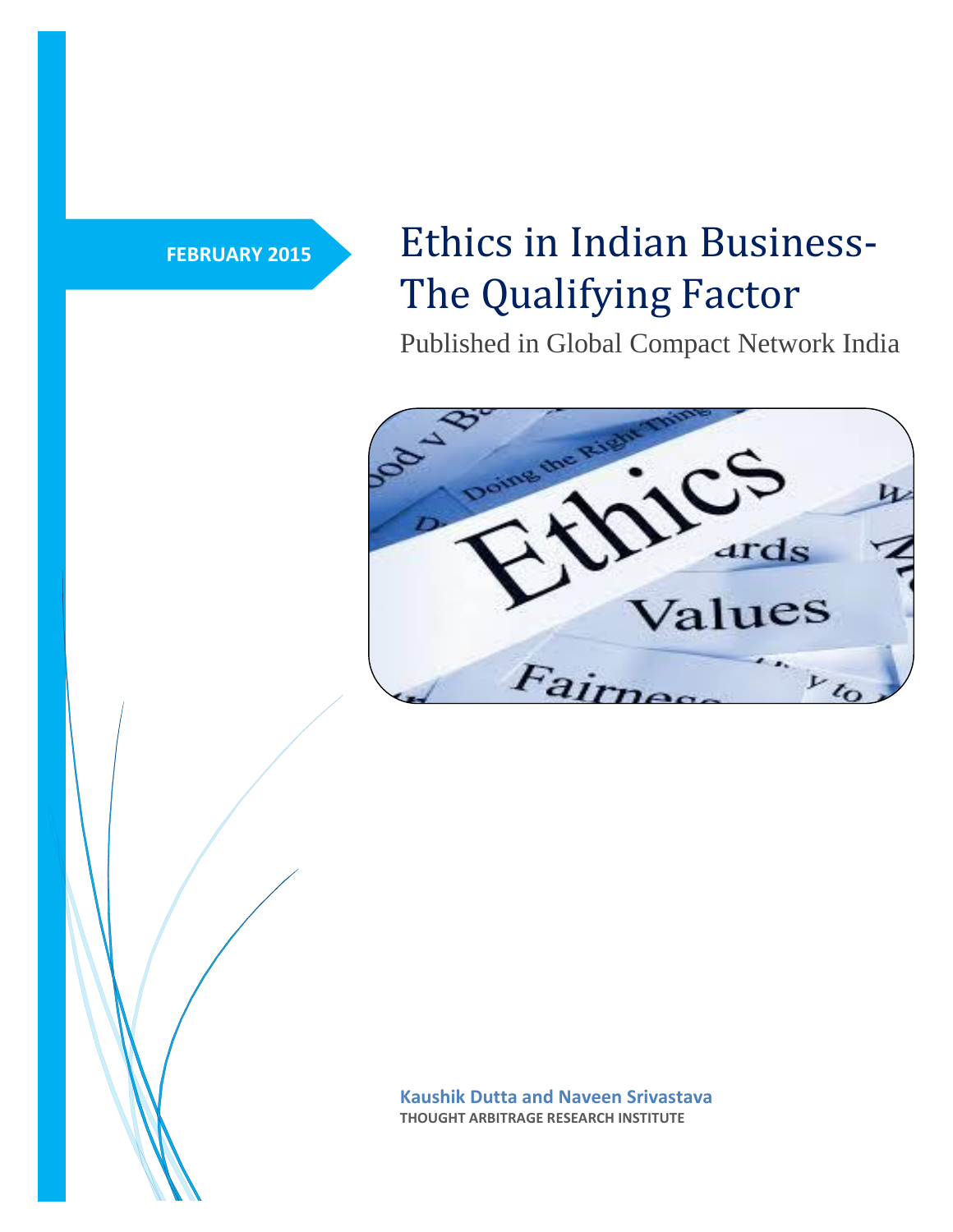**FEBRUARY 2015**

# Ethics in Indian Business- The Qualifying Factor

Published in Global Compact Network India

**Kaushik Dutta and Naveen Srivastava**

**THOUGHT ARBITRAGE RESEARCH INSTITUTE**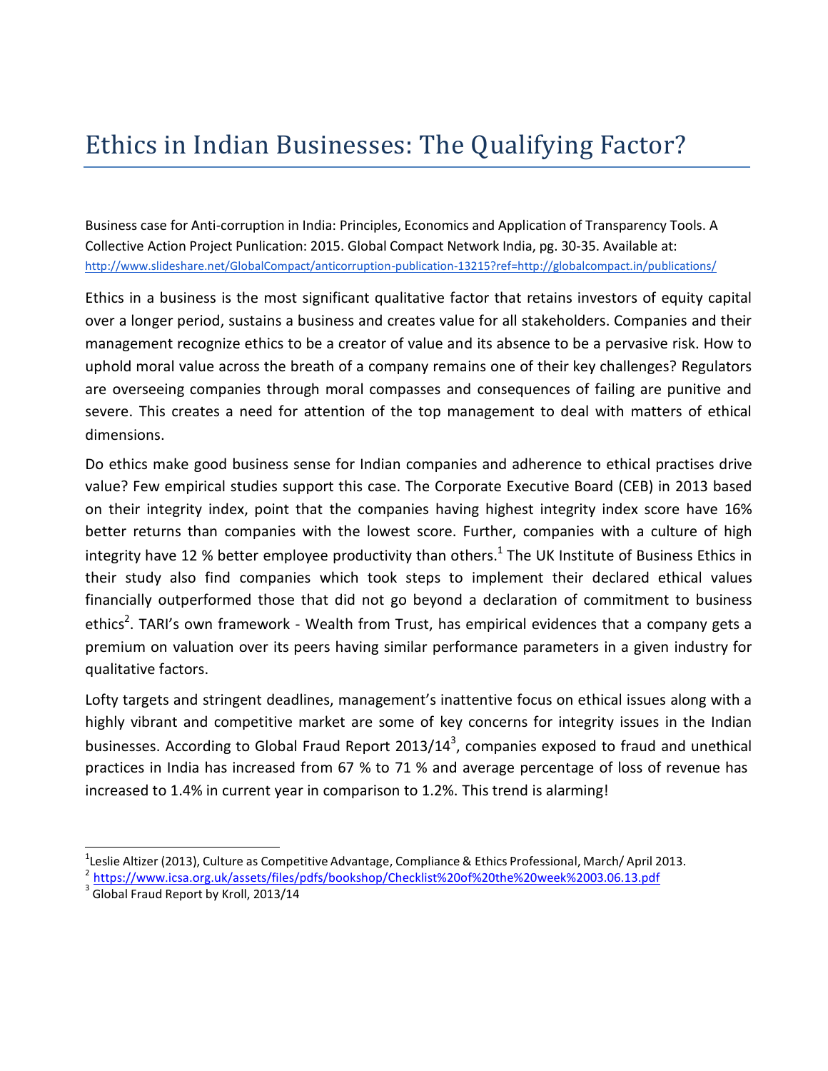# Ethics in Indian Businesses: The Qualifying Factor?

Business case for Anti-corruption in India: Principles, Economics and Application of Transparency Tools. A Collective Action Project Punlication: 2015. Global Compact Network India, pg. 30-35. Available at: http://www.slideshare.net/GlobalCompact/anticorruption-publication-13215?ref=http://globalcompact.in/publications/

Ethics in a business is the most significant qualitative factor that retains investors of equity capital over a longer period, sustains a business and creates value for all stakeholders. Companies and their management recognize ethics to be a creator of value and its absence to be a pervasive risk. How to uphold moral value across the breath of a company remains one of their key challenges? Regulators are overseeing companies through moral compasses and consequences of failing are punitive and severe. This creates a need for attention of the top management to deal with matters of ethical dimensions.

Do ethics make good business sense for Indian companies and adherence to ethical practises drive value? Few empirical studies support this case. The Corporate Executive Board (CEB) in 2013 based on their integrity index, point that the companies having highest integrity index score have 16% better returns than companies with the lowest score. Further, companies with a culture of high integrity have 12 % better employee productivity than others.[1] The UK Institute of Business Ethics in their study also find companies which took steps to implement their declared ethical values financially outperformed those that did not go beyond a declaration of commitment to business ethics[2]. TARI's own framework - Wealth from Trust, has empirical evidences that a company gets a premium on valuation over its peers having similar performance parameters in a given industry for qualitative factors.

Lofty targets and stringent deadlines, management's inattentive focus on ethical issues along with a highly vibrant and competitive market are some of key concerns for integrity issues in the Indian businesses. According to Global Fraud Report 2013/14[3], companies exposed to fraud and unethical practices in India has increased from 67 % to 71 % and average percentage of loss of revenue has increased to 1.4% in current year in comparison to 1.2%. This trend is alarming!

---

[1] Leslie Altizer (2013), Culture as Competitive Advantage, Compliance & Ethics Professional, March/ April 2013.

[2] https://www.icsa.org.uk/assets/files/pdfs/bookshop/Checklist%20of%20the%20week%2003.06.13.pdf

[3] Global Fraud Report by Kroll, 2013/14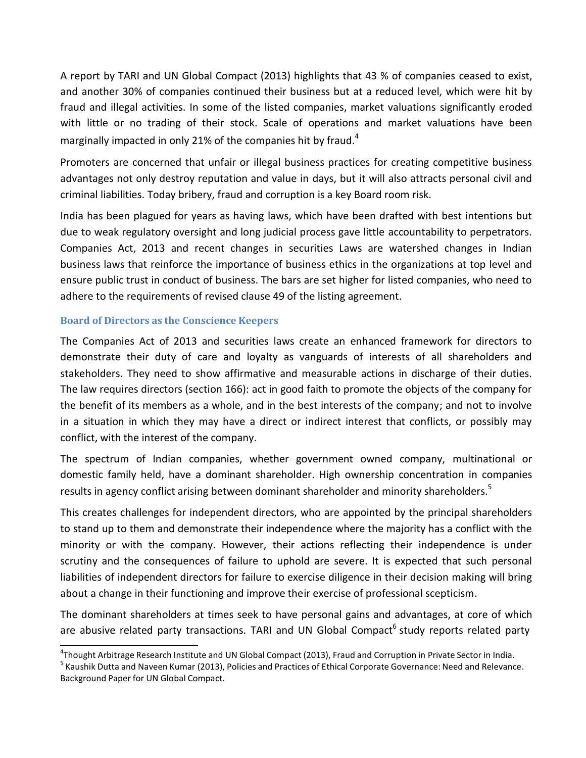A report by TARI and UN Global Compact (2013) highlights that 43 % of companies ceased to exist, and another 30% of companies continued their business but at a reduced level, which were hit by fraud and illegal activities. In some of the listed companies, market valuations significantly eroded with little or no trading of their stock. Scale of operations and market valuations have been marginally impacted in only 21% of the companies hit by fraud.[4]

Promoters are concerned that unfair or illegal business practices for creating competitive business advantages not only destroy reputation and value in days, but it will also attracts personal civil and criminal liabilities. Today bribery, fraud and corruption is a key Board room risk.

India has been plagued for years as having laws, which have been drafted with best intentions but due to weak regulatory oversight and long judicial process gave little accountability to perpetrators. Companies Act, 2013 and recent changes in securities Laws are watershed changes in Indian business laws that reinforce the importance of business ethics in the organizations at top level and ensure public trust in conduct of business. The bars are set higher for listed companies, who need to adhere to the requirements of revised clause 49 of the listing agreement.

### Board of Directors as the Conscience Keepers

The Companies Act of 2013 and securities laws create an enhanced framework for directors to demonstrate their duty of care and loyalty as vanguards of interests of all shareholders and stakeholders. They need to show affirmative and measurable actions in discharge of their duties. The law requires directors (section 166): act in good faith to promote the objects of the company for the benefit of its members as a whole, and in the best interests of the company; and not to involve in a situation in which they may have a direct or indirect interest that conflicts, or possibly may conflict, with the interest of the company.

The spectrum of Indian companies, whether government owned company, multinational or domestic family held, have a dominant shareholder. High ownership concentration in companies results in agency conflict arising between dominant shareholder and minority shareholders.[5]

This creates challenges for independent directors, who are appointed by the principal shareholders to stand up to them and demonstrate their independence where the majority has a conflict with the minority or with the company. However, their actions reflecting their independence is under scrutiny and the consequences of failure to uphold are severe. It is expected that such personal liabilities of independent directors for failure to exercise diligence in their decision making will bring about a change in their functioning and improve their exercise of professional scepticism.

The dominant shareholders at times seek to have personal gains and advantages, at core of which are abusive related party transactions. TARI and UN Global Compact[6] study reports related party

---

[4] Thought Arbitrage Research Institute and UN Global Compact (2013), Fraud and Corruption in Private Sector in India.

[5] Kaushik Dutta and Naveen Kumar (2013), Policies and Practices of Ethical Corporate Governance: Need and Relevance. Background Paper for UN Global Compact.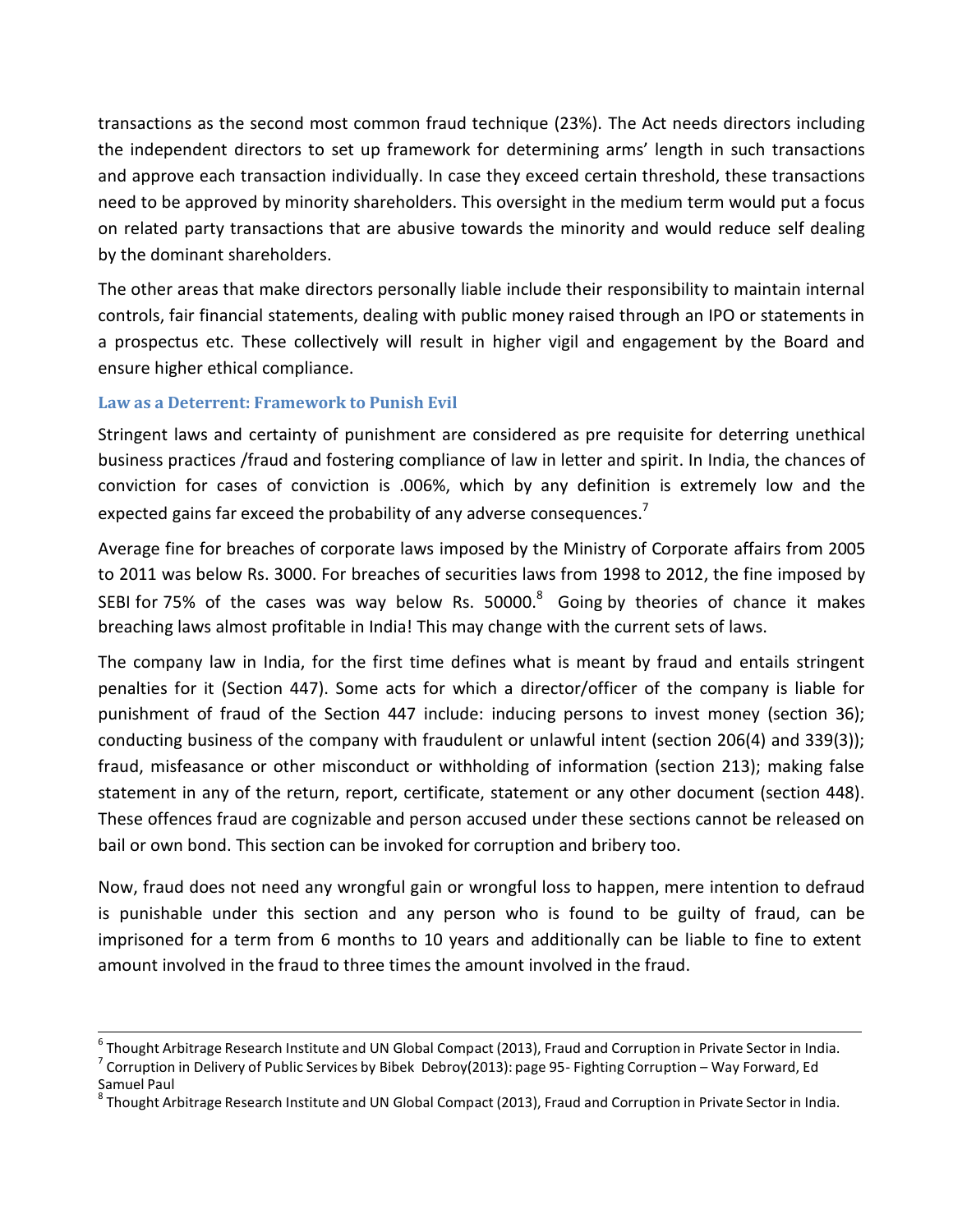transactions as the second most common fraud technique (23%). The Act needs directors including the independent directors to set up framework for determining arms' length in such transactions and approve each transaction individually. In case they exceed certain threshold, these transactions need to be approved by minority shareholders. This oversight in the medium term would put a focus on related party transactions that are abusive towards the minority and would reduce self dealing by the dominant shareholders.

The other areas that make directors personally liable include their responsibility to maintain internal controls, fair financial statements, dealing with public money raised through an IPO or statements in a prospectus etc. These collectively will result in higher vigil and engagement by the Board and ensure higher ethical compliance.

### Law as a Deterrent: Framework to Punish Evil

Stringent laws and certainty of punishment are considered as pre requisite for deterring unethical business practices /fraud and fostering compliance of law in letter and spirit. In India, the chances of conviction for cases of conviction is .006%, which by any definition is extremely low and the expected gains far exceed the probability of any adverse consequences.[7]

Average fine for breaches of corporate laws imposed by the Ministry of Corporate affairs from 2005 to 2011 was below Rs. 3000. For breaches of securities laws from 1998 to 2012, the fine imposed by SEBI for 75% of the cases was way below Rs. 50000.[8] Going by theories of chance it makes breaching laws almost profitable in India! This may change with the current sets of laws.

The company law in India, for the first time defines what is meant by fraud and entails stringent penalties for it (Section 447). Some acts for which a director/officer of the company is liable for punishment of fraud of the Section 447 include: inducing persons to invest money (section 36); conducting business of the company with fraudulent or unlawful intent (section 206(4) and 339(3)); fraud, misfeasance or other misconduct or withholding of information (section 213); making false statement in any of the return, report, certificate, statement or any other document (section 448). These offences fraud are cognizable and person accused under these sections cannot be released on bail or own bond. This section can be invoked for corruption and bribery too.

Now, fraud does not need any wrongful gain or wrongful loss to happen, mere intention to defraud is punishable under this section and any person who is found to be guilty of fraud, can be imprisoned for a term from 6 months to 10 years and additionally can be liable to fine to extent amount involved in the fraud to three times the amount involved in the fraud.

---

[6] Thought Arbitrage Research Institute and UN Global Compact (2013), Fraud and Corruption in Private Sector in India.

[7] Corruption in Delivery of Public Services by Bibek Debroy(2013): page 95- Fighting Corruption – Way Forward, Ed Samuel Paul

[8] Thought Arbitrage Research Institute and UN Global Compact (2013), Fraud and Corruption in Private Sector in India.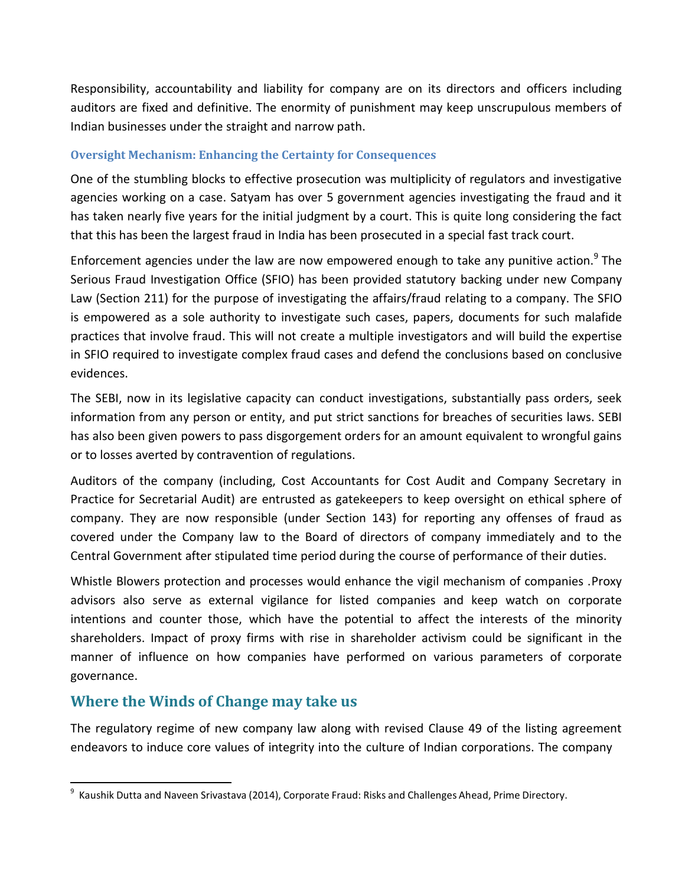Responsibility, accountability and liability for company are on its directors and officers including auditors are fixed and definitive. The enormity of punishment may keep unscrupulous members of Indian businesses under the straight and narrow path.

### Oversight Mechanism: Enhancing the Certainty for Consequences

One of the stumbling blocks to effective prosecution was multiplicity of regulators and investigative agencies working on a case. Satyam has over 5 government agencies investigating the fraud and it has taken nearly five years for the initial judgment by a court. This is quite long considering the fact that this has been the largest fraud in India has been prosecuted in a special fast track court.

Enforcement agencies under the law are now empowered enough to take any punitive action.[9] The Serious Fraud Investigation Office (SFIO) has been provided statutory backing under new Company Law (Section 211) for the purpose of investigating the affairs/fraud relating to a company. The SFIO is empowered as a sole authority to investigate such cases, papers, documents for such malafide practices that involve fraud. This will not create a multiple investigators and will build the expertise in SFIO required to investigate complex fraud cases and defend the conclusions based on conclusive evidences.

The SEBI, now in its legislative capacity can conduct investigations, substantially pass orders, seek information from any person or entity, and put strict sanctions for breaches of securities laws. SEBI has also been given powers to pass disgorgement orders for an amount equivalent to wrongful gains or to losses averted by contravention of regulations.

Auditors of the company (including, Cost Accountants for Cost Audit and Company Secretary in Practice for Secretarial Audit) are entrusted as gatekeepers to keep oversight on ethical sphere of company. They are now responsible (under Section 143) for reporting any offenses of fraud as covered under the Company law to the Board of directors of company immediately and to the Central Government after stipulated time period during the course of performance of their duties.

Whistle Blowers protection and processes would enhance the vigil mechanism of companies .Proxy advisors also serve as external vigilance for listed companies and keep watch on corporate intentions and counter those, which have the potential to affect the interests of the minority shareholders. Impact of proxy firms with rise in shareholder activism could be significant in the manner of influence on how companies have performed on various parameters of corporate governance.

## Where the Winds of Change may take us

The regulatory regime of new company law along with revised Clause 49 of the listing agreement endeavors to induce core values of integrity into the culture of Indian corporations. The company

---

[9] Kaushik Dutta and Naveen Srivastava (2014), Corporate Fraud: Risks and Challenges Ahead, Prime Directory.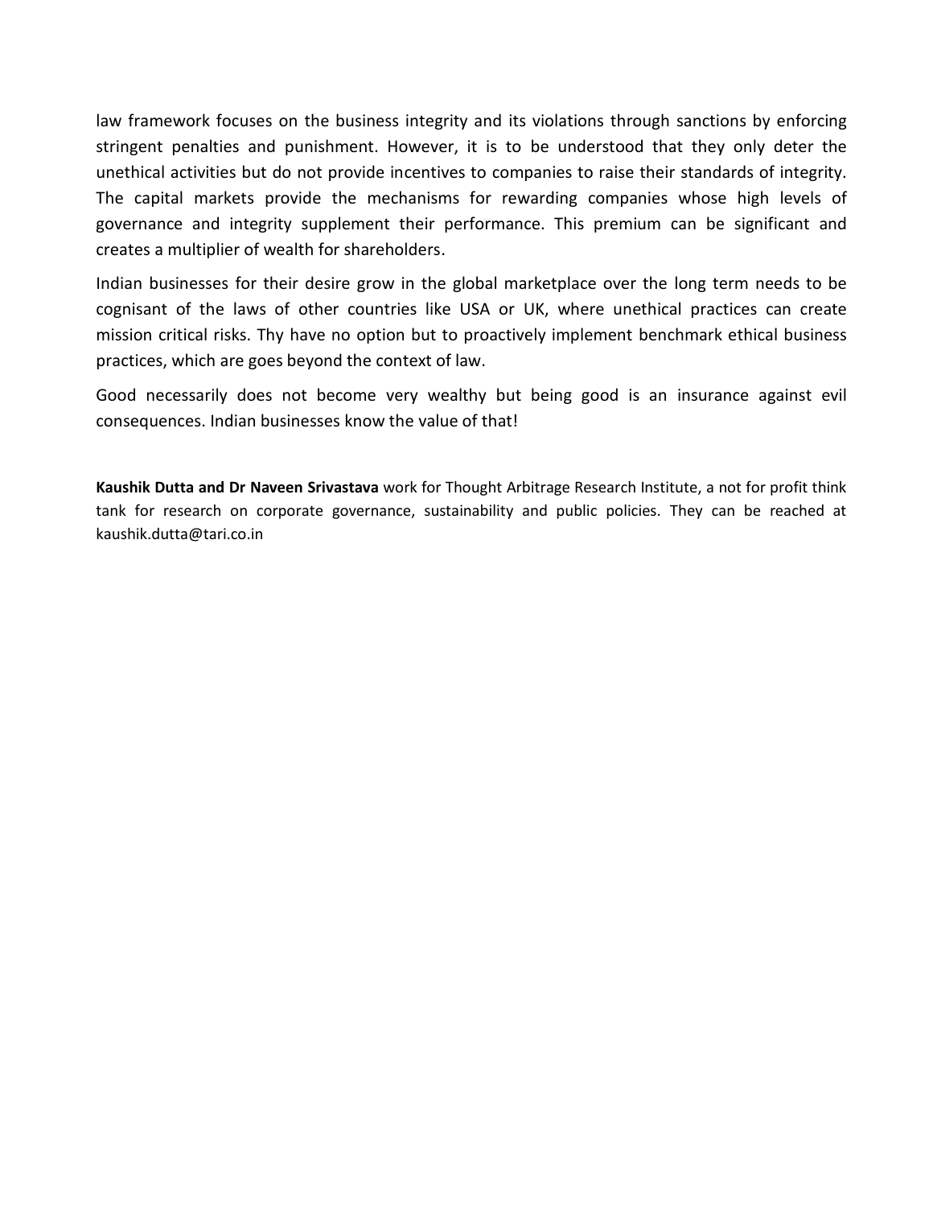law framework focuses on the business integrity and its violations through sanctions by enforcing stringent penalties and punishment. However, it is to be understood that they only deter the unethical activities but do not provide incentives to companies to raise their standards of integrity. The capital markets provide the mechanisms for rewarding companies whose high levels of governance and integrity supplement their performance. This premium can be significant and creates a multiplier of wealth for shareholders.

Indian businesses for their desire grow in the global marketplace over the long term needs to be cognisant of the laws of other countries like USA or UK, where unethical practices can create mission critical risks. Thy have no option but to proactively implement benchmark ethical business practices, which are goes beyond the context of law.

Good necessarily does not become very wealthy but being good is an insurance against evil consequences. Indian businesses know the value of that!

**Kaushik Dutta and Dr Naveen Srivastava** work for Thought Arbitrage Research Institute, a not for profit think tank for research on corporate governance, sustainability and public policies. They can be reached at kaushik.dutta@tari.co.in